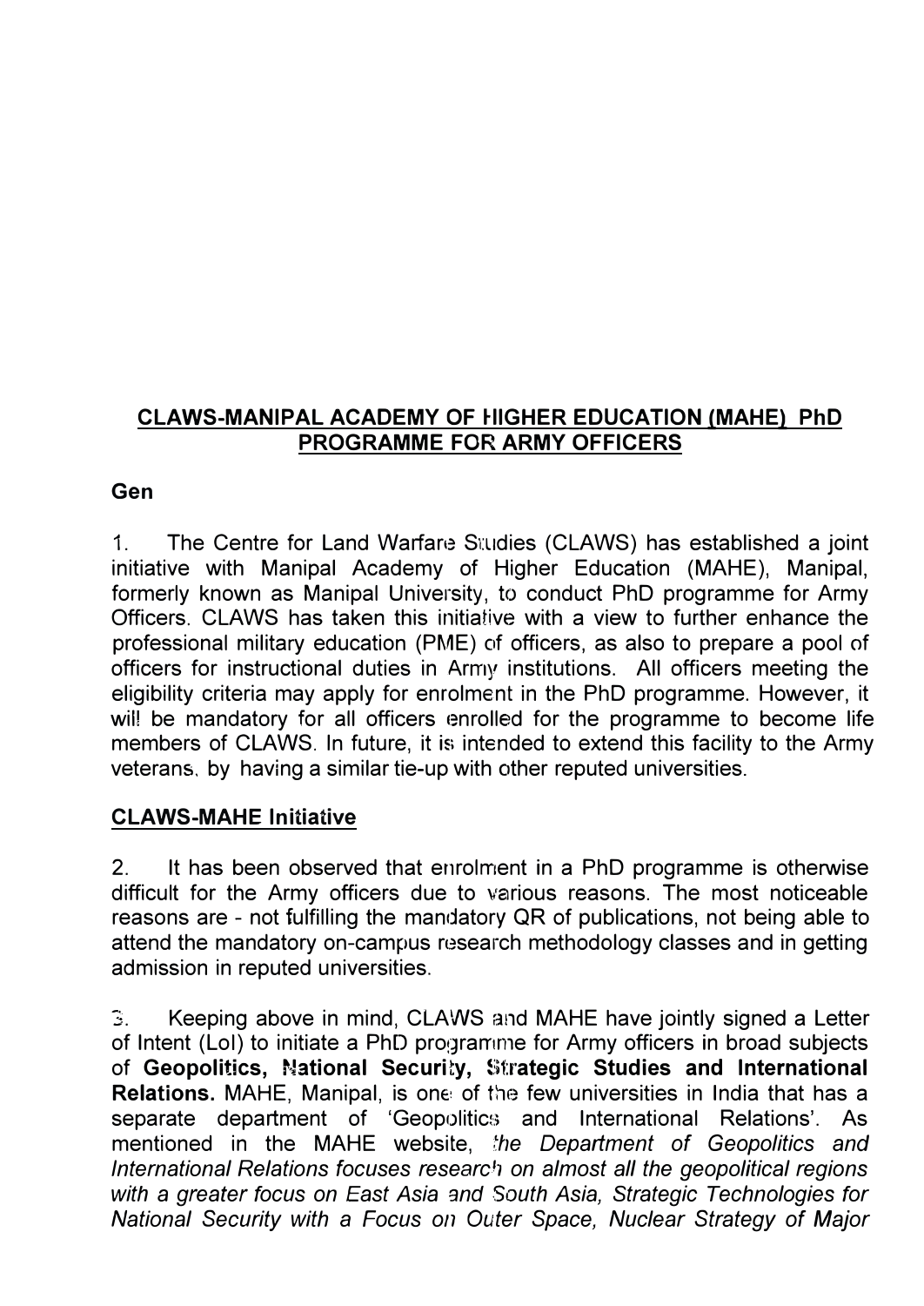## CLAWS-MANIPAL ACADEMY OF HIGHER EDUCATION (MAHE) PhD PROGRAMME FOR ARMY OFFICERS

**Gen**

1. The Centre for Land Warfare Studies (CLAWS) has established a joint initiative with Manipal Academy of Higher Education (MAHE), Manipal, formerly known as Manipal University, to conduct PhD programme for Army Officers. CLAWS has taken this initiative with a view to further enhance the professional military education (PME) of officers, as also to prepare a pool of officers for instructional duties in Army institutions. All officers meeting the eligibility criteria may apply for enrolment in the PhD programme. However, it will be mandatory for all officers enrolled for the programme to become life members of CLAWS. In future, it is intended to extend this facility to the Army veterans, by having a similar tie-up with other reputed universities.

**CLAWS-MAHE Initiative**

2. It has been observed that enrolment in a PhD programme is otherwise difficult for the Army officers due to various reasons. The most noticeable reasons are - not fulfilling the mandatory QR of publications, not being able to attend the mandatory on-campus research methodology classes and in getting admission in reputed universities.

3. Keeping above in mind, CLAWS and MAHE have jointly signed a Letter of Intent (LoI) to initiate a PhD programme for Army officers in broad subjects of **Geopolitics, National Security, Strategic Studies and International Relations.** MAHE, Manipal, is one of the few universities in India that has a separate department of 'Geopolitics and International Relations'. As mentioned in the MAHE website, *the Department of Geopolitics and International Relations focuses research on almost all the geopolitical regions with a greater focus on East Asia and South Asia, Strategic Technologies for National Security with a Focus on Outer Space, Nuclear Strategy of Major*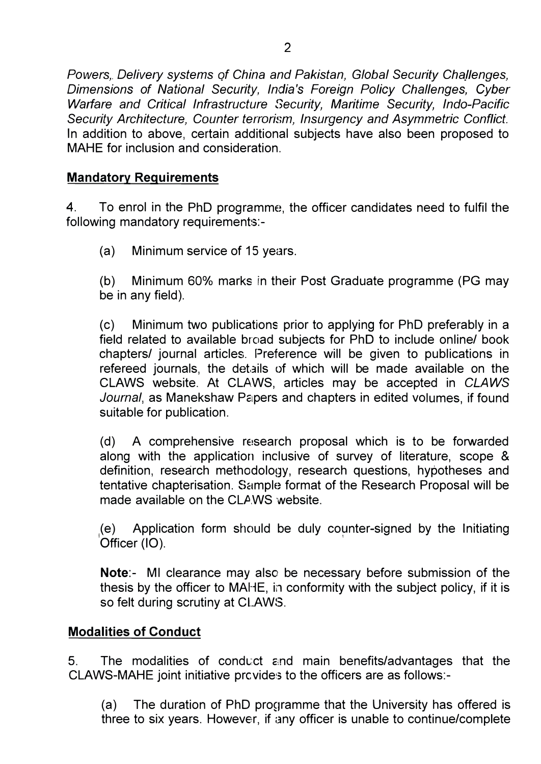*Powers, Delivery systems of China and Pakistan, Global Security Challenges, Dimensions of National Security, India's Foreign Policy Challenges, Cyber Warfare and Critical Infrastructure Security, Maritime Security, Indo-Pacific Security Architecture, Counter terrorism, Insurgency and Asymmetric Conflict.* In addition to above, certain additional subjects have also been proposed to MAHE for inclusion and consideration.

## **Mandatory Requirements**

4. To enrol in the PhD programme, the officer candidates need to fulfil the following mandatory requirements:-

(a) Minimum service of 15 years.

(b) Minimum 60% marks in their Post Graduate programme (PG may be in any field).

(c) Minimum two publications prior to applying for PhD preferably in a field related to available broad subjects for PhD to include online/ book chapters/ journal articles. Preference will be given to publications in refereed journals, the details of which will be made available on the CLAWS website. At CLAWS, articles may be accepted in *CLAWS Journal*, as Manekshaw Papers and chapters in edited volumes, if found suitable for publication.

(d) A comprehensive research proposal which is to be forwarded along with the application inclusive of survey of literature, scope & definition, research methodology, research questions, hypotheses and tentative chapterisation. Sample format of the Research Proposal will be made available on the CLAWS website.

(e) Application form should be duly counter-signed by the Initiating Officer (IO).

**Note**:- MI clearance may also be necessary before submission of the thesis by the officer to MAHE, in conformity with the subject policy, if it is so felt during scrutiny at CLAWS.

## **Modalities of Conduct**

5. The modalities of conduct and main benefits/advantages that the CLAWS-MAHE joint initiative provides to the officers are as follows:-

(a) The duration of PhD programme that the University has offered is three to six years. However, if any officer is unable to continue/complete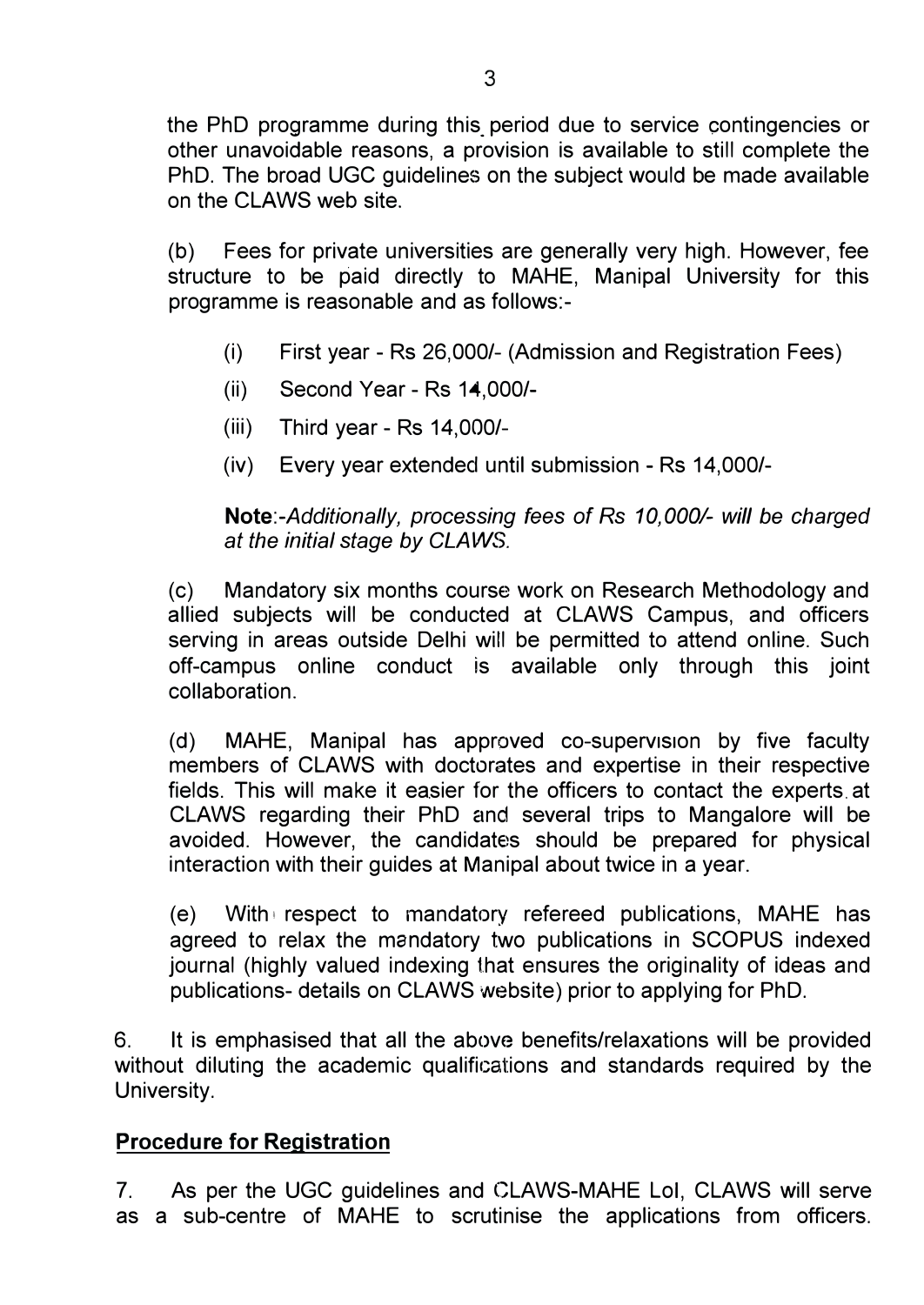the PhD programme during this period due to service contingencies or other unavoidable reasons, a provision is available to still complete the PhD. The broad UGC guidelines on the subject would be made available on the CLAWS web site.

(b) Fees for private universities are generally very high. However, fee structure to be paid directly to MAHE, Manipal University for this programme is reasonable and as follows:-

(i) First year - Rs 26,000/- (Admission and Registration Fees)

(ii) Second Year - Rs 14,000/-

(iii) Third year - Rs 14,000/-

(iv) Every year extended until submission - Rs 14,000/-

**Note**:-*Additionally, processing fees of Rs 10,000/- will be charged at the initial stage by CLAWS.*

(c) Mandatory six months course work on Research Methodology and allied subjects will be conducted at CLAWS Campus, and officers serving in areas outside Delhi will be permitted to attend online. Such off-campus online conduct is available only through this joint collaboration.

(d) MAHE, Manipal has approved co-supervision by five faculty members of CLAWS with doctorates and expertise in their respective fields. This will make it easier for the officers to contact the experts at CLAWS regarding their PhD and several trips to Mangalore will be avoided. However, the candidates should be prepared for physical interaction with their guides at Manipal about twice in a year.

(e) With respect to mandatory refereed publications, MAHE has agreed to relax the mandatory two publications in SCOPUS indexed journal (highly valued indexing that ensures the originality of ideas and publications- details on CLAWS website) prior to applying for PhD.

6. It is emphasised that all the above benefits/relaxations will be provided without diluting the academic qualifications and standards required by the University.

**<u>Procedure for Registration</u>**

7. As per the UGC guidelines and CLAWS-MAHE LoI, CLAWS will serve as a sub-centre of MAHE to scrutinise the applications from officers.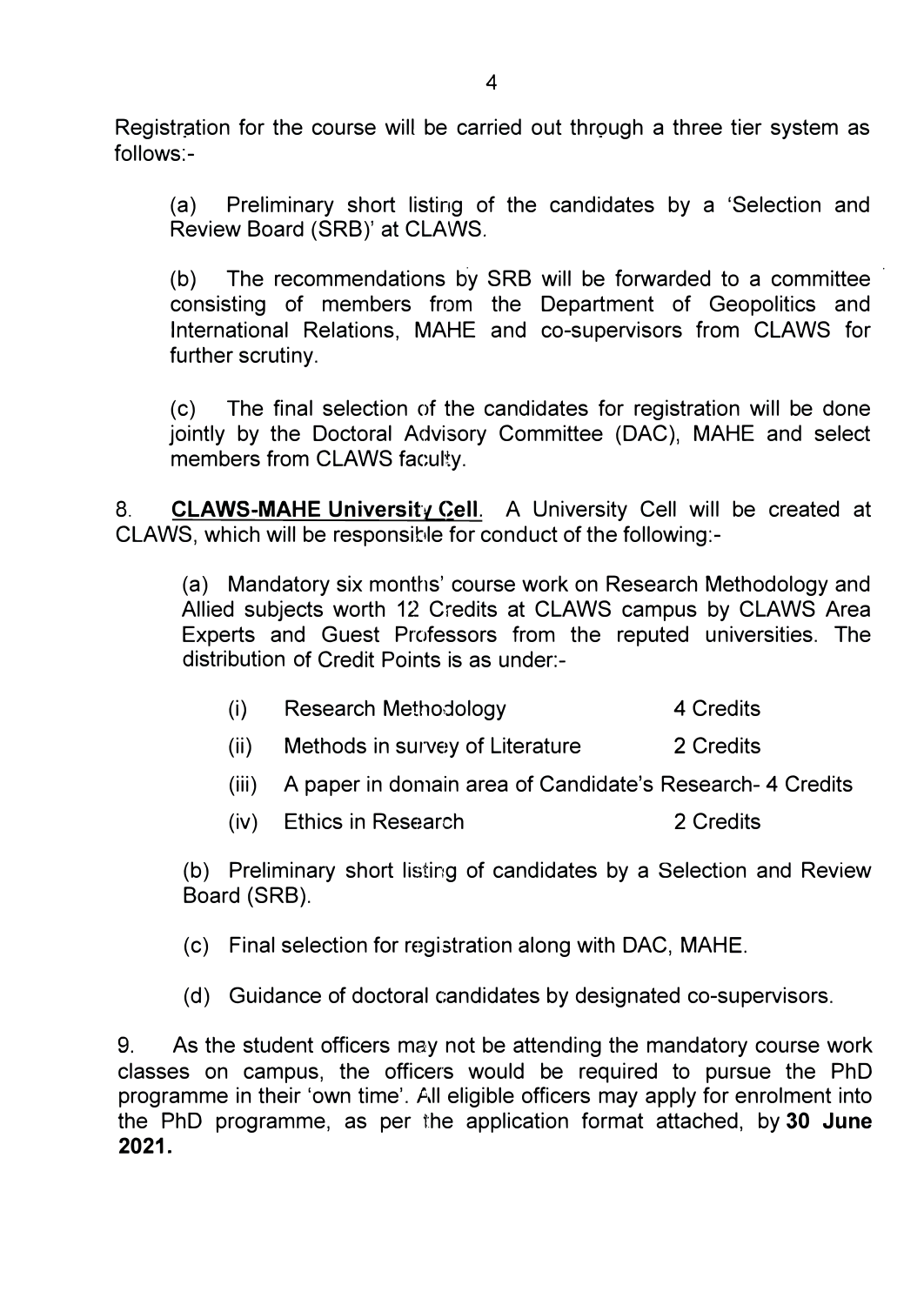Registration for the course will be carried out through a three tier system as follows:-

(a) Preliminary short listing of the candidates by a 'Selection and Review Board (SRB)' at CLAWS.

(b) The recommendations by SRB will be forwarded to a committee consisting of members from the Department of Geopolitics and International Relations, MAHE and co-supervisors from CLAWS for further scrutiny.

(c) The final selection of the candidates for registration will be done jointly by the Doctoral Advisory Committee (DAC), MAHE and select members from CLAWS faculty.

8. **CLAWS-MAHE University Cell**. A University Cell will be created at CLAWS, which will be responsible for conduct of the following:-

(a) Mandatory six months' course work on Research Methodology and Allied subjects worth 12 Credits at CLAWS campus by CLAWS Area Experts and Guest Professors from the reputed universities. The distribution of Credit Points is as under:-

(i) Research Methodology 4 Credits

(ii) Methods in survey of Literature 2 Credits

(iii) A paper in domain area of Candidate's Research- 4 Credits

(iv) Ethics in Research 2 Credits

(b) Preliminary short listing of candidates by a Selection and Review Board (SRB).

(c) Final selection for registration along with DAC, MAHE.

(d) Guidance of doctoral candidates by designated co-supervisors.

9. As the student officers may not be attending the mandatory course work classes on campus, the officers would be required to pursue the PhD programme in their 'own time'. All eligible officers may apply for enrolment into the PhD programme, as per the application format attached, by **30 June 2021.**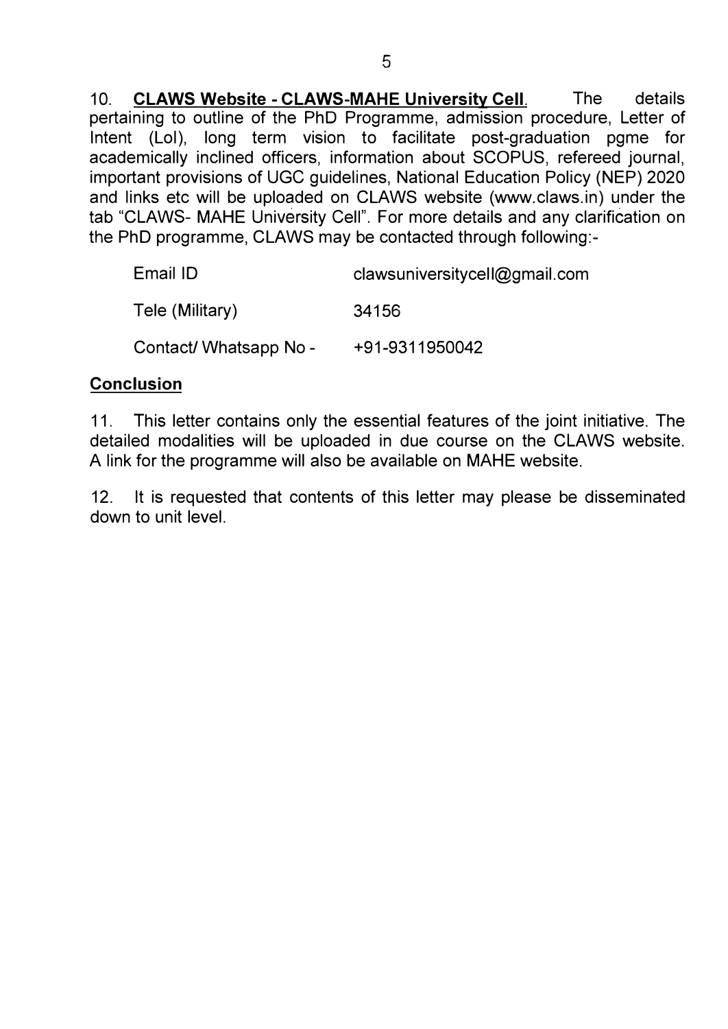10. **CLAWS Website - CLAWS-MAHE University Cell**. The details pertaining to outline of the PhD Programme, admission procedure, Letter of Intent (LoI), long term vision to facilitate post-graduation pgme for academically inclined officers, information about SCOPUS, refereed journal, important provisions of UGC guidelines, National Education Policy (NEP) 2020 and links etc will be uploaded on CLAWS website (www.claws.in) under the tab "CLAWS- MAHE University Cell". For more details and any clarification on the PhD programme, CLAWS may be contacted through following:-

| | |
|---|---|
| Email ID | clawsuniversitycell@gmail.com |
| Tele (Military) | 34156 |
| Contact/ Whatsapp No - | +91-9311950042 |

**Conclusion**

11. This letter contains only the essential features of the joint initiative. The detailed modalities will be uploaded in due course on the CLAWS website. A link for the programme will also be available on MAHE website.

12. It is requested that contents of this letter may please be disseminated down to unit level.